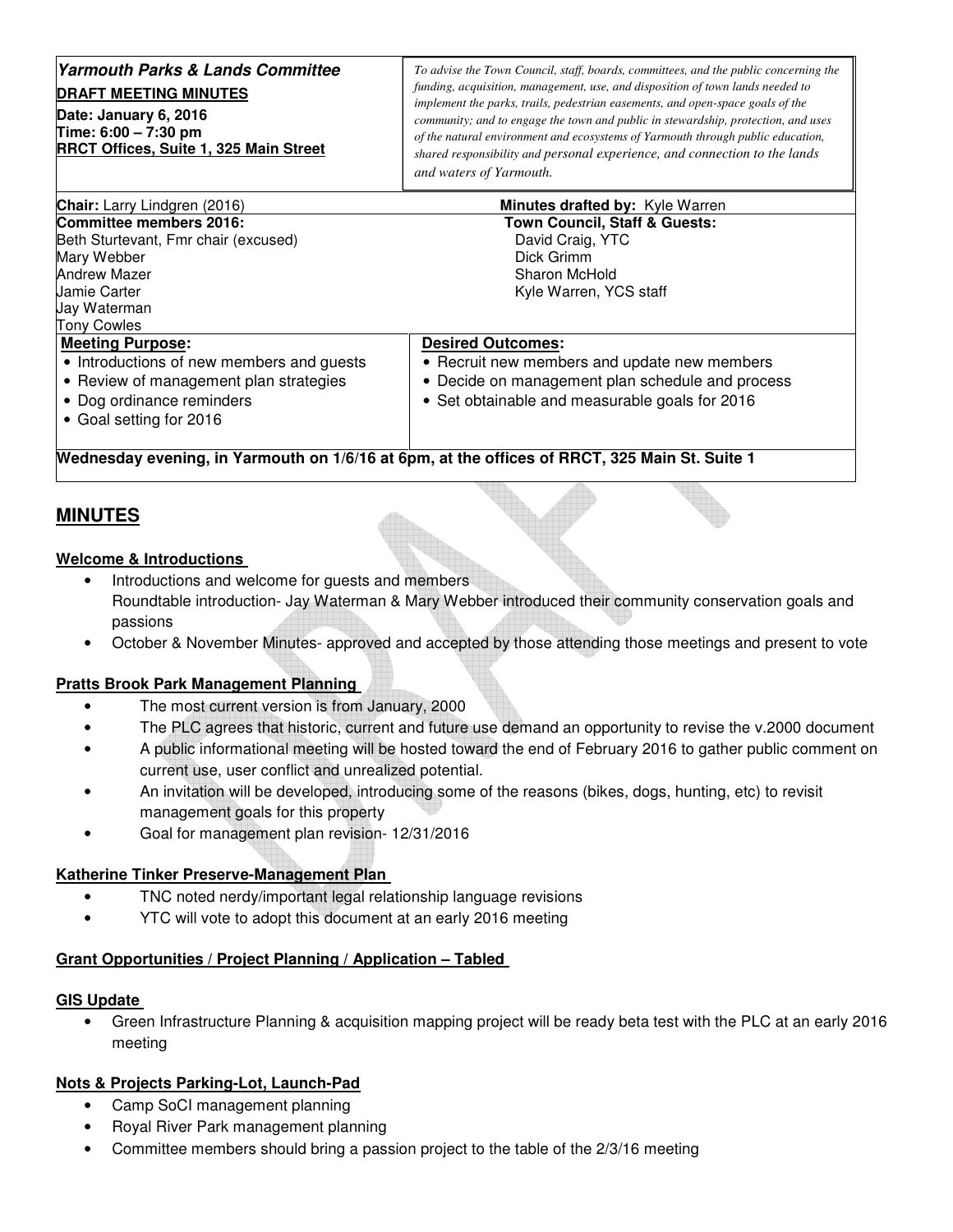**Yarmouth Parks & Lands Committee**

**DRAFT MEETING MINUTES**

**Date: January 6, 2016**
**Time: 6:00 – 7:30 pm**
**RRCT Offices, Suite 1, 325 Main Street**

*To advise the Town Council, staff, boards, committees, and the public concerning the funding, acquisition, management, use, and disposition of town lands needed to implement the parks, trails, pedestrian easements, and open-space goals of the community; and to engage the town and public in stewardship, protection, and uses of the natural environment and ecosystems of Yarmouth through public education, shared responsibility and personal experience, and connection to the lands and waters of Yarmouth.*

| **Chair:** Larry Lindgren (2016) | **Minutes drafted by:** Kyle Warren |
|---|---|
| **Committee members 2016:**<br>Beth Sturtevant, Fmr chair (excused)<br>Mary Webber<br>Andrew Mazer<br>Jamie Carter<br>Jay Waterman<br>Tony Cowles | **Town Council, Staff & Guests:**<br>David Craig, YTC<br>Dick Grimm<br>Sharon McHold<br>Kyle Warren, YCS staff |
| **Meeting Purpose:**<br>• Introductions of new members and guests<br>• Review of management plan strategies<br>• Dog ordinance reminders<br>• Goal setting for 2016 | **Desired Outcomes:**<br>• Recruit new members and update new members<br>• Decide on management plan schedule and process<br>• Set obtainable and measurable goals for 2016 |

**Wednesday evening, in Yarmouth on 1/6/16 at 6pm, at the offices of RRCT, 325 Main St. Suite 1**

## MINUTES

**Welcome & Introductions**

- Introductions and welcome for guests and members
  Roundtable introduction- Jay Waterman & Mary Webber introduced their community conservation goals and passions
- October & November Minutes- approved and accepted by those attending those meetings and present to vote

**Pratts Brook Park Management Planning**

- The most current version is from January, 2000
- The PLC agrees that historic, current and future use demand an opportunity to revise the v.2000 document
- A public informational meeting will be hosted toward the end of February 2016 to gather public comment on current use, user conflict and unrealized potential.
- An invitation will be developed, introducing some of the reasons (bikes, dogs, hunting, etc) to revisit management goals for this property
- Goal for management plan revision- 12/31/2016

**Katherine Tinker Preserve-Management Plan**

- TNC noted nerdy/important legal relationship language revisions
- YTC will vote to adopt this document at an early 2016 meeting

**Grant Opportunities / Project Planning / Application – Tabled**

**GIS Update**

- Green Infrastructure Planning & acquisition mapping project will be ready beta test with the PLC at an early 2016 meeting

**Nots & Projects Parking-Lot, Launch-Pad**

- Camp SoCI management planning
- Royal River Park management planning
- Committee members should bring a passion project to the table of the 2/3/16 meeting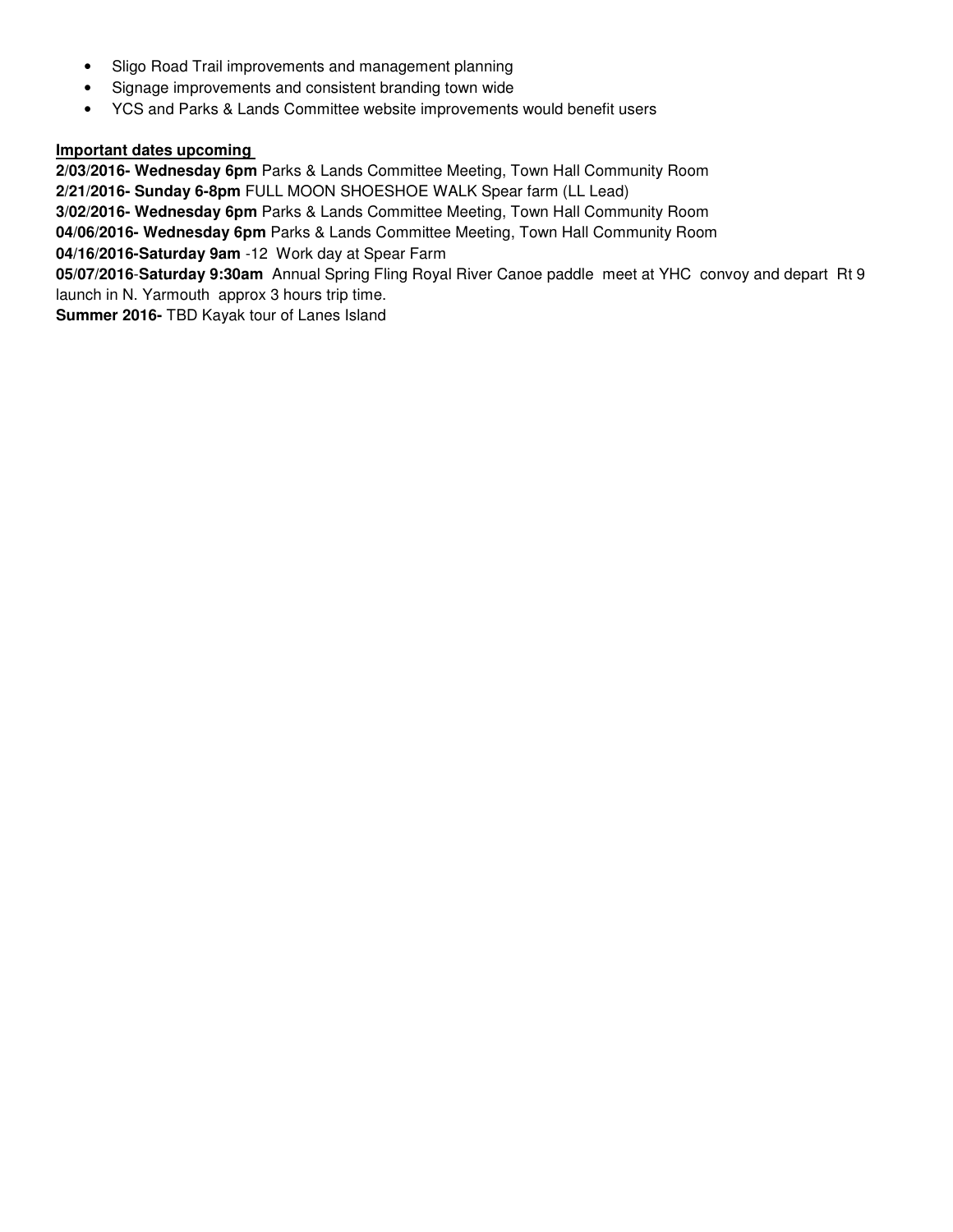- Sligo Road Trail improvements and management planning
- Signage improvements and consistent branding town wide
- YCS and Parks & Lands Committee website improvements would benefit users

**Important dates upcoming**

**2/03/2016- Wednesday 6pm** Parks & Lands Committee Meeting, Town Hall Community Room
**2/21/2016- Sunday 6-8pm** FULL MOON SHOESHOE WALK Spear farm (LL Lead)
**3/02/2016- Wednesday 6pm** Parks & Lands Committee Meeting, Town Hall Community Room
**04/06/2016- Wednesday 6pm** Parks & Lands Committee Meeting, Town Hall Community Room
**04/16/2016-Saturday 9am** -12 Work day at Spear Farm
**05/07/2016-Saturday 9:30am** Annual Spring Fling Royal River Canoe paddle meet at YHC convoy and depart Rt 9 launch in N. Yarmouth approx 3 hours trip time.
**Summer 2016-** TBD Kayak tour of Lanes Island